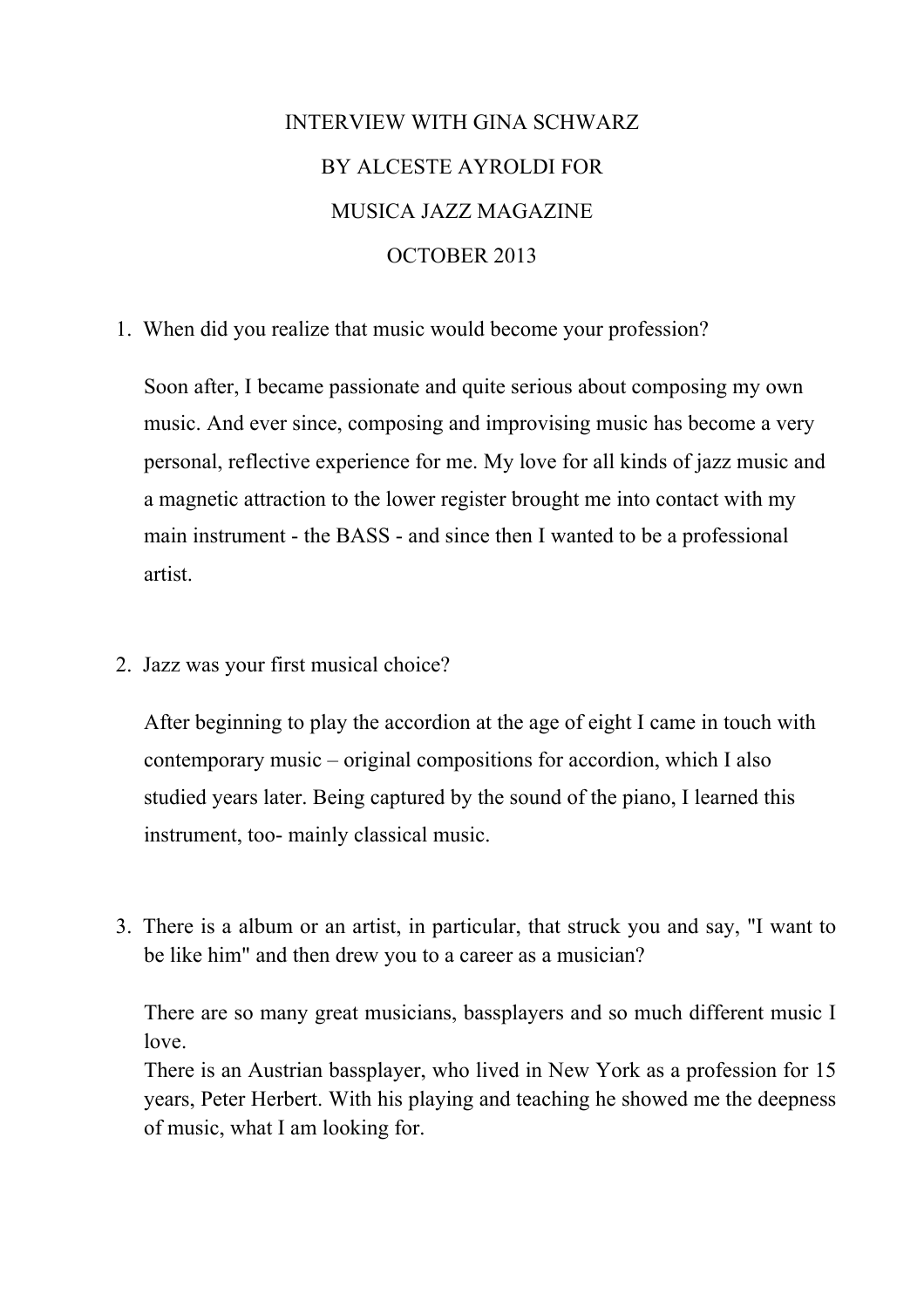# INTERVIEW WITH GINA SCHWARZ

# BY ALCESTE AYROLDI FOR

# MUSICA JAZZ MAGAZINE

# OCTOBER 2013

1. When did you realize that music would become your profession?

   Soon after, I became passionate and quite serious about composing my own music. And ever since, composing and improvising music has become a very personal, reflective experience for me. My love for all kinds of jazz music and a magnetic attraction to the lower register brought me into contact with my main instrument - the BASS - and since then I wanted to be a professional artist.

2. Jazz was your first musical choice?

   After beginning to play the accordion at the age of eight I came in touch with contemporary music – original compositions for accordion, which I also studied years later. Being captured by the sound of the piano, I learned this instrument, too- mainly classical music.

3. There is a album or an artist, in particular, that struck you and say, "I want to be like him" and then drew you to a career as a musician?

   There are so many great musicians, bassplayers and so much different music I love.
   There is an Austrian bassplayer, who lived in New York as a profession for 15 years, Peter Herbert. With his playing and teaching he showed me the deepness of music, what I am looking for.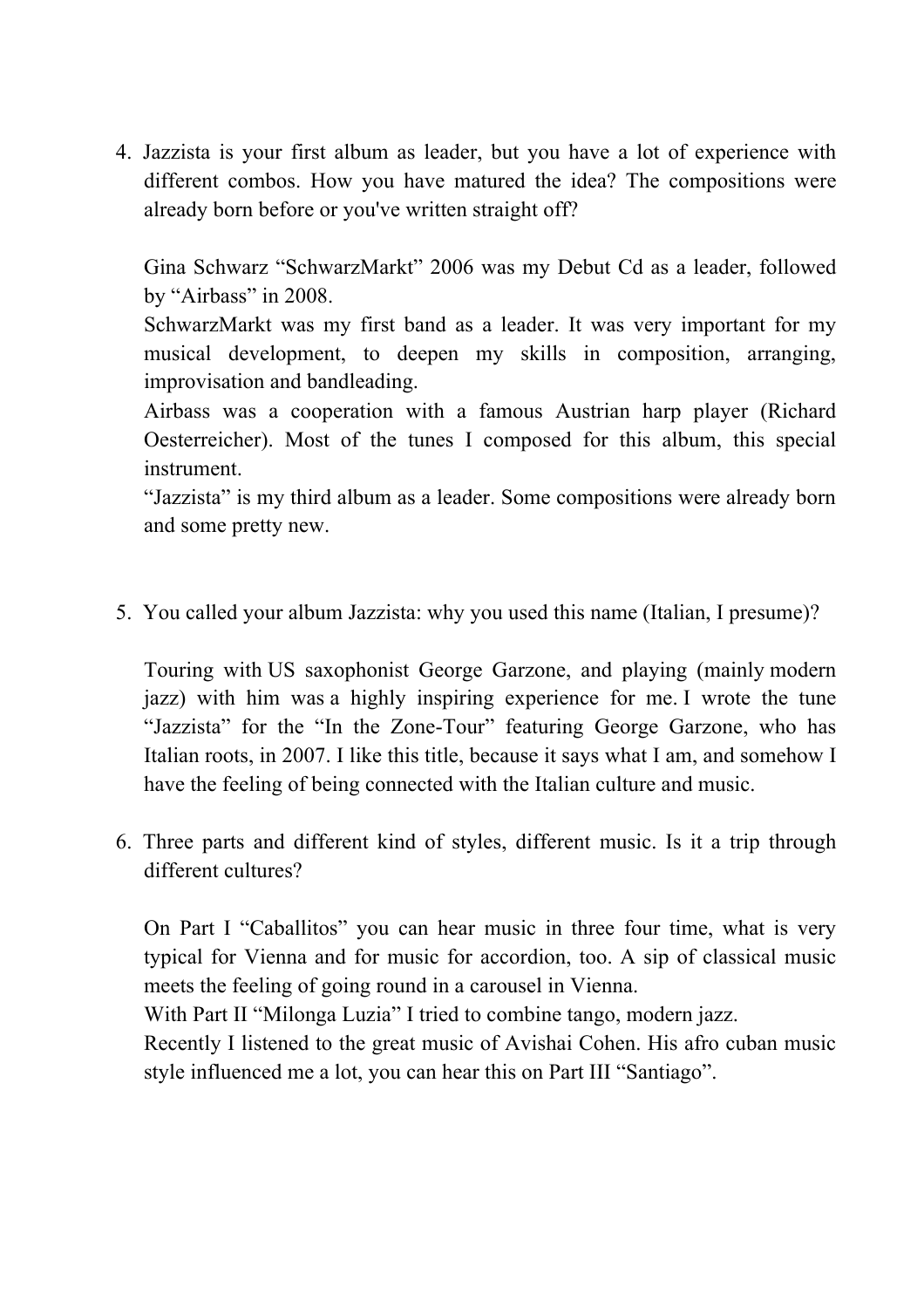4. Jazzista is your first album as leader, but you have a lot of experience with different combos. How you have matured the idea? The compositions were already born before or you've written straight off?

   Gina Schwarz "SchwarzMarkt" 2006 was my Debut Cd as a leader, followed by "Airbass" in 2008.
   SchwarzMarkt was my first band as a leader. It was very important for my musical development, to deepen my skills in composition, arranging, improvisation and bandleading.
   Airbass was a cooperation with a famous Austrian harp player (Richard Oesterreicher). Most of the tunes I composed for this album, this special instrument.
   "Jazzista" is my third album as a leader. Some compositions were already born and some pretty new.

5. You called your album Jazzista: why you used this name (Italian, I presume)?

   Touring with US saxophonist George Garzone, and playing (mainly modern jazz) with him was a highly inspiring experience for me. I wrote the tune "Jazzista" for the "In the Zone-Tour" featuring George Garzone, who has Italian roots, in 2007. I like this title, because it says what I am, and somehow I have the feeling of being connected with the Italian culture and music.

6. Three parts and different kind of styles, different music. Is it a trip through different cultures?

   On Part I "Caballitos" you can hear music in three four time, what is very typical for Vienna and for music for accordion, too. A sip of classical music meets the feeling of going round in a carousel in Vienna.
   With Part II "Milonga Luzia" I tried to combine tango, modern jazz.
   Recently I listened to the great music of Avishai Cohen. His afro cuban music style influenced me a lot, you can hear this on Part III "Santiago".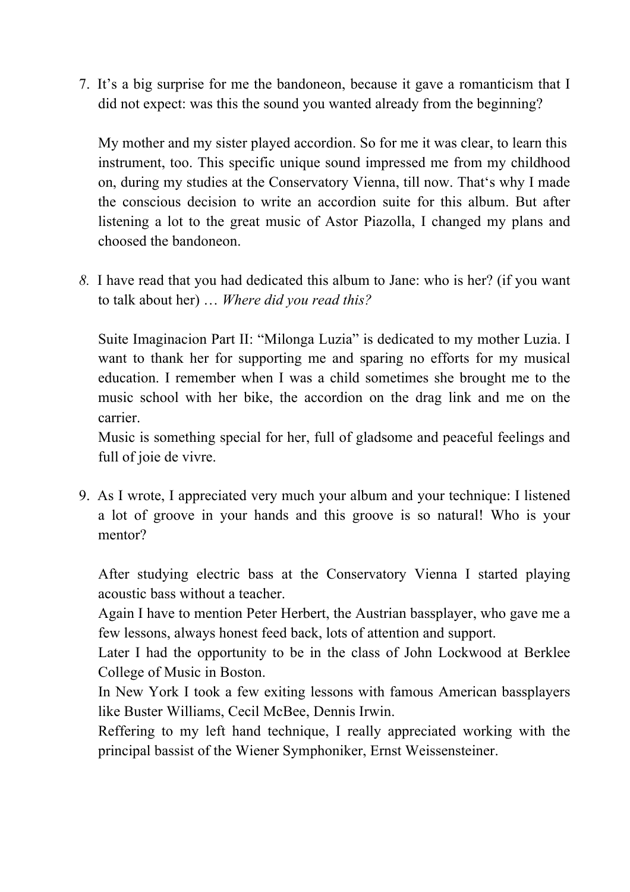7. It's a big surprise for me the bandoneon, because it gave a romanticism that I did not expect: was this the sound you wanted already from the beginning?

   My mother and my sister played accordion. So for me it was clear, to learn this instrument, too. This specific unique sound impressed me from my childhood on, during my studies at the Conservatory Vienna, till now. That's why I made the conscious decision to write an accordion suite for this album. But after listening a lot to the great music of Astor Piazolla, I changed my plans and choosed the bandoneon.

8. I have read that you had dedicated this album to Jane: who is her? (if you want to talk about her) … *Where did you read this?*

   Suite Imaginacion Part II: "Milonga Luzia" is dedicated to my mother Luzia. I want to thank her for supporting me and sparing no efforts for my musical education. I remember when I was a child sometimes she brought me to the music school with her bike, the accordion on the drag link and me on the carrier.
   Music is something special for her, full of gladsome and peaceful feelings and full of joie de vivre.

9. As I wrote, I appreciated very much your album and your technique: I listened a lot of groove in your hands and this groove is so natural! Who is your mentor?

   After studying electric bass at the Conservatory Vienna I started playing acoustic bass without a teacher.
   Again I have to mention Peter Herbert, the Austrian bassplayer, who gave me a few lessons, always honest feed back, lots of attention and support.
   Later I had the opportunity to be in the class of John Lockwood at Berklee College of Music in Boston.
   In New York I took a few exiting lessons with famous American bassplayers like Buster Williams, Cecil McBee, Dennis Irwin.
   Reffering to my left hand technique, I really appreciated working with the principal bassist of the Wiener Symphoniker, Ernst Weissensteiner.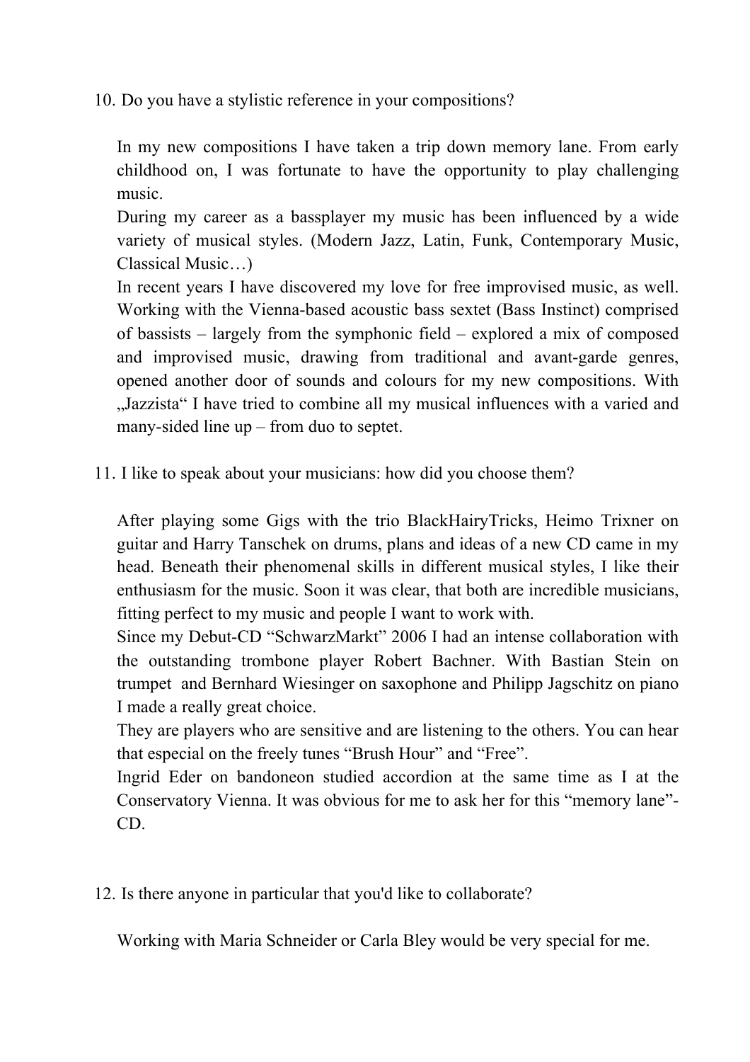10. Do you have a stylistic reference in your compositions?

In my new compositions I have taken a trip down memory lane. From early childhood on, I was fortunate to have the opportunity to play challenging music.
During my career as a bassplayer my music has been influenced by a wide variety of musical styles. (Modern Jazz, Latin, Funk, Contemporary Music, Classical Music…)
In recent years I have discovered my love for free improvised music, as well. Working with the Vienna-based acoustic bass sextet (Bass Instinct) comprised of bassists – largely from the symphonic field – explored a mix of composed and improvised music, drawing from traditional and avant-garde genres, opened another door of sounds and colours for my new compositions. With „Jazzista" I have tried to combine all my musical influences with a varied and many-sided line up – from duo to septet.

11. I like to speak about your musicians: how did you choose them?

After playing some Gigs with the trio BlackHairyTricks, Heimo Trixner on guitar and Harry Tanschek on drums, plans and ideas of a new CD came in my head. Beneath their phenomenal skills in different musical styles, I like their enthusiasm for the music. Soon it was clear, that both are incredible musicians, fitting perfect to my music and people I want to work with.
Since my Debut-CD "SchwarzMarkt" 2006 I had an intense collaboration with the outstanding trombone player Robert Bachner. With Bastian Stein on trumpet and Bernhard Wiesinger on saxophone and Philipp Jagschitz on piano I made a really great choice.
They are players who are sensitive and are listening to the others. You can hear that especial on the freely tunes "Brush Hour" and "Free".
Ingrid Eder on bandoneon studied accordion at the same time as I at the Conservatory Vienna. It was obvious for me to ask her for this "memory lane"-CD.

12. Is there anyone in particular that you'd like to collaborate?

Working with Maria Schneider or Carla Bley would be very special for me.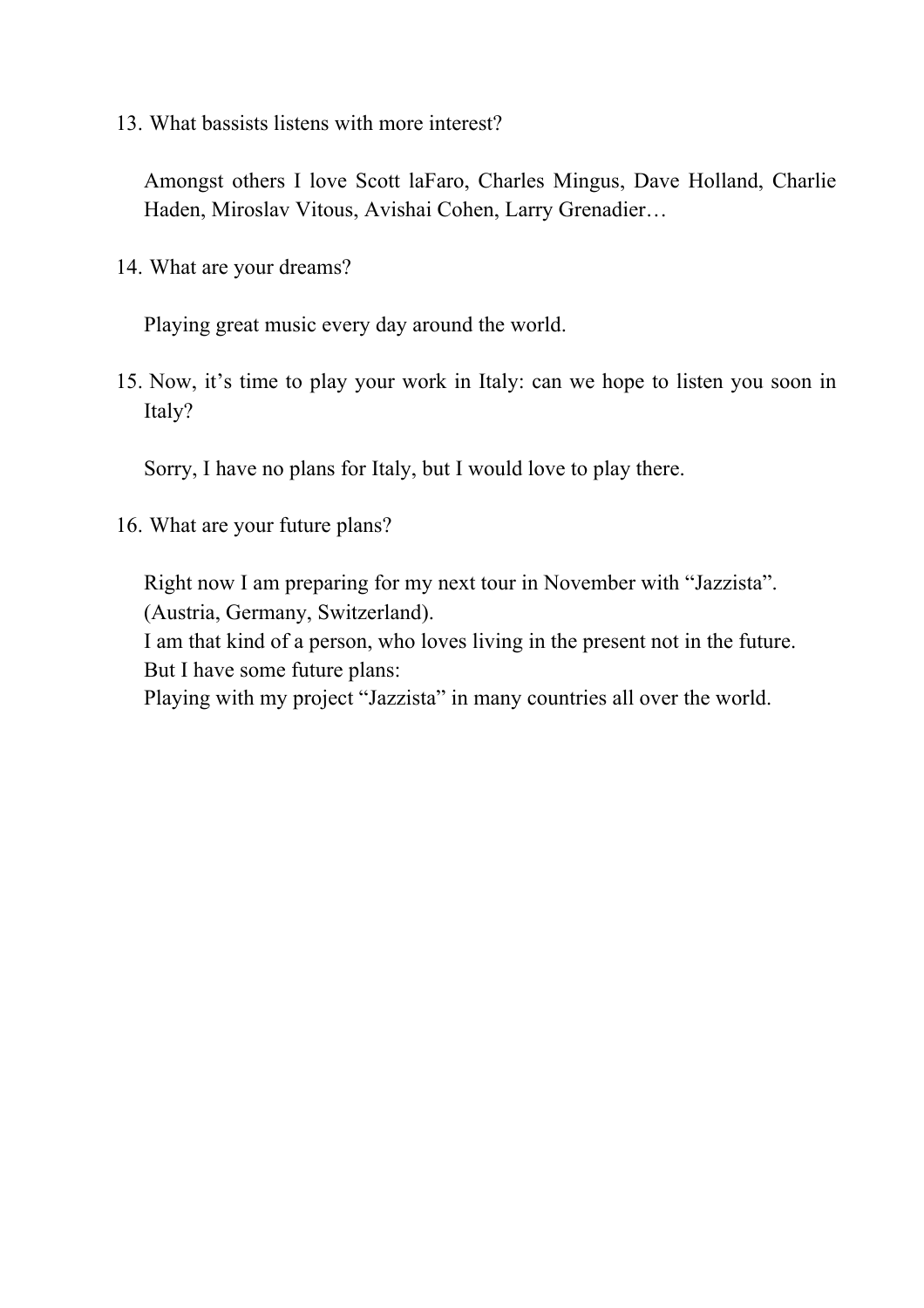13. What bassists listens with more interest?

    Amongst others I love Scott laFaro, Charles Mingus, Dave Holland, Charlie Haden, Miroslav Vitous, Avishai Cohen, Larry Grenadier…

14. What are your dreams?

    Playing great music every day around the world.

15. Now, it's time to play your work in Italy: can we hope to listen you soon in Italy?

    Sorry, I have no plans for Italy, but I would love to play there.

16. What are your future plans?

    Right now I am preparing for my next tour in November with "Jazzista".
    (Austria, Germany, Switzerland).
    I am that kind of a person, who loves living in the present not in the future.
    But I have some future plans:
    Playing with my project "Jazzista" in many countries all over the world.